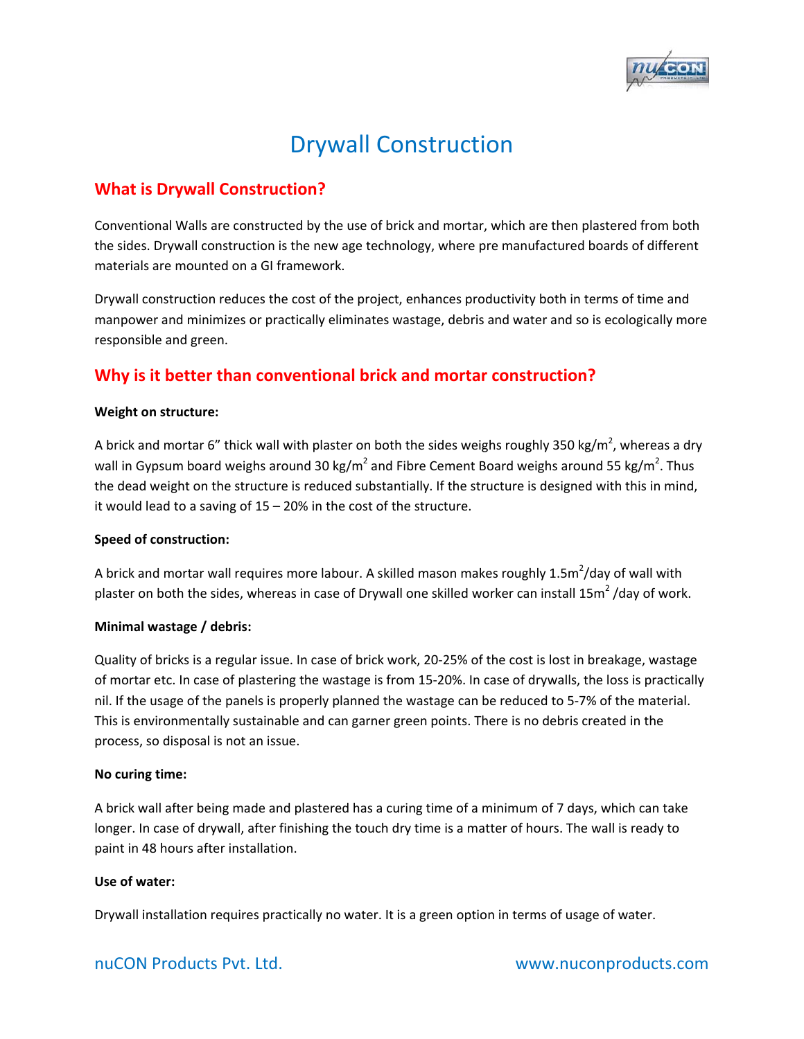# Drywall Construction

## What is Drywall Construction?

Conventional Walls are constructed by the use of brick and mortar, which are then plastered from both the sides. Drywall construction is the new age technology, where pre manufactured boards of different materials are mounted on a GI framework.

Drywall construction reduces the cost of the project, enhances productivity both in terms of time and manpower and minimizes or practically eliminates wastage, debris and water and so is ecologically more responsible and green.

## Why is it better than conventional brick and mortar construction?

**Weight on structure:**

A brick and mortar 6" thick wall with plaster on both the sides weighs roughly 350 $kg/m^2$, whereas a dry wall in Gypsum board weighs around 30 $kg/m^2$ and Fibre Cement Board weighs around 55 $kg/m^2$. Thus the dead weight on the structure is reduced substantially. If the structure is designed with this in mind, it would lead to a saving of 15 – 20% in the cost of the structure.

**Speed of construction:**

A brick and mortar wall requires more labour. A skilled mason makes roughly 1.5$m^2$/day of wall with plaster on both the sides, whereas in case of Drywall one skilled worker can install 15$m^2$ /day of work.

**Minimal wastage / debris:**

Quality of bricks is a regular issue. In case of brick work, 20-25% of the cost is lost in breakage, wastage of mortar etc. In case of plastering the wastage is from 15-20%. In case of drywalls, the loss is practically nil. If the usage of the panels is properly planned the wastage can be reduced to 5-7% of the material. This is environmentally sustainable and can garner green points. There is no debris created in the process, so disposal is not an issue.

**No curing time:**

A brick wall after being made and plastered has a curing time of a minimum of 7 days, which can take longer. In case of drywall, after finishing the touch dry time is a matter of hours. The wall is ready to paint in 48 hours after installation.

**Use of water:**

Drywall installation requires practically no water. It is a green option in terms of usage of water.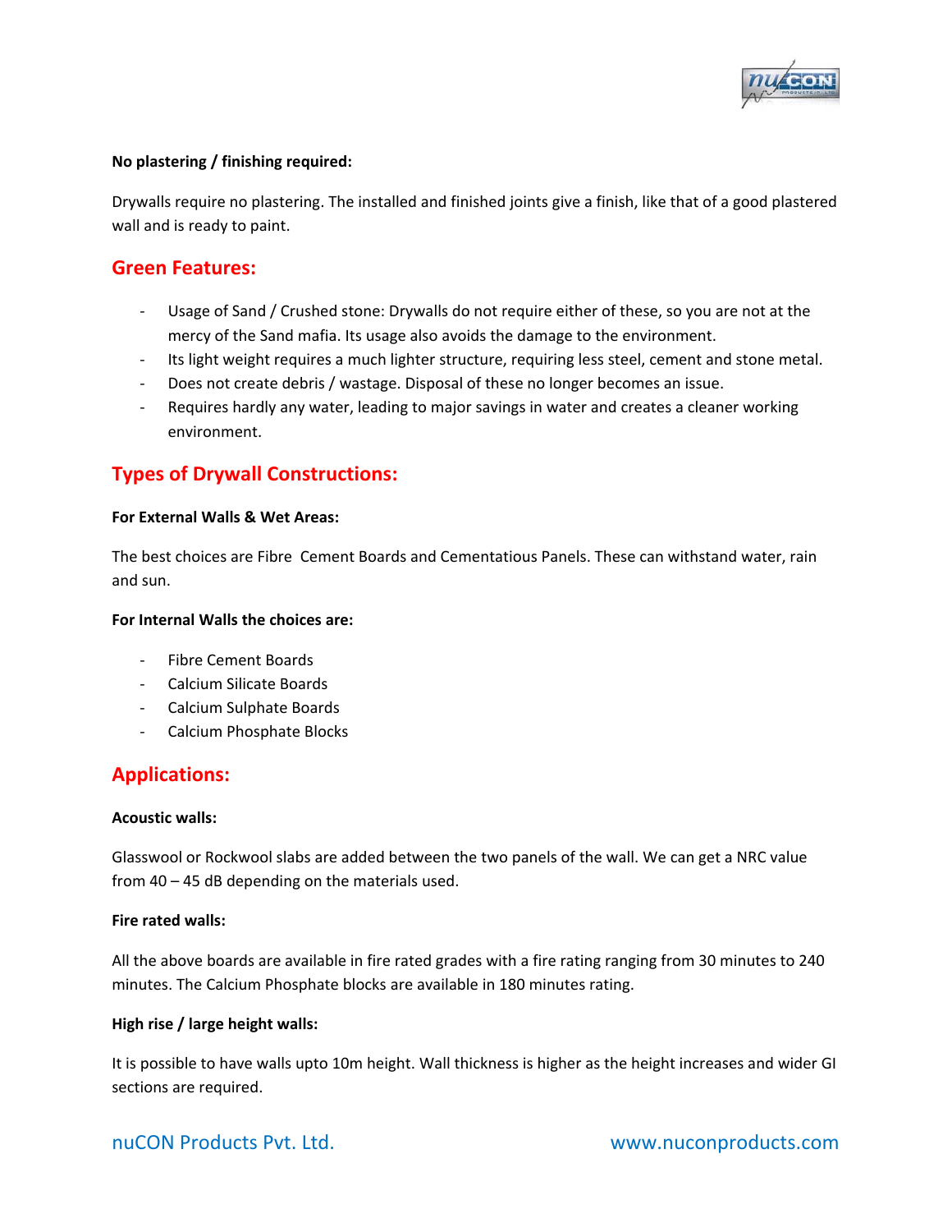**No plastering / finishing required:**

Drywalls require no plastering. The installed and finished joints give a finish, like that of a good plastered wall and is ready to paint.

## Green Features:

- Usage of Sand / Crushed stone: Drywalls do not require either of these, so you are not at the mercy of the Sand mafia. Its usage also avoids the damage to the environment.
- Its light weight requires a much lighter structure, requiring less steel, cement and stone metal.
- Does not create debris / wastage. Disposal of these no longer becomes an issue.
- Requires hardly any water, leading to major savings in water and creates a cleaner working environment.

## Types of Drywall Constructions:

**For External Walls & Wet Areas:**

The best choices are Fibre Cement Boards and Cementatious Panels. These can withstand water, rain and sun.

**For Internal Walls the choices are:**

- Fibre Cement Boards
- Calcium Silicate Boards
- Calcium Sulphate Boards
- Calcium Phosphate Blocks

## Applications:

**Acoustic walls:**

Glasswool or Rockwool slabs are added between the two panels of the wall. We can get a NRC value from 40 – 45 dB depending on the materials used.

**Fire rated walls:**

All the above boards are available in fire rated grades with a fire rating ranging from 30 minutes to 240 minutes. The Calcium Phosphate blocks are available in 180 minutes rating.

**High rise / large height walls:**

It is possible to have walls upto 10m height. Wall thickness is higher as the height increases and wider GI sections are required.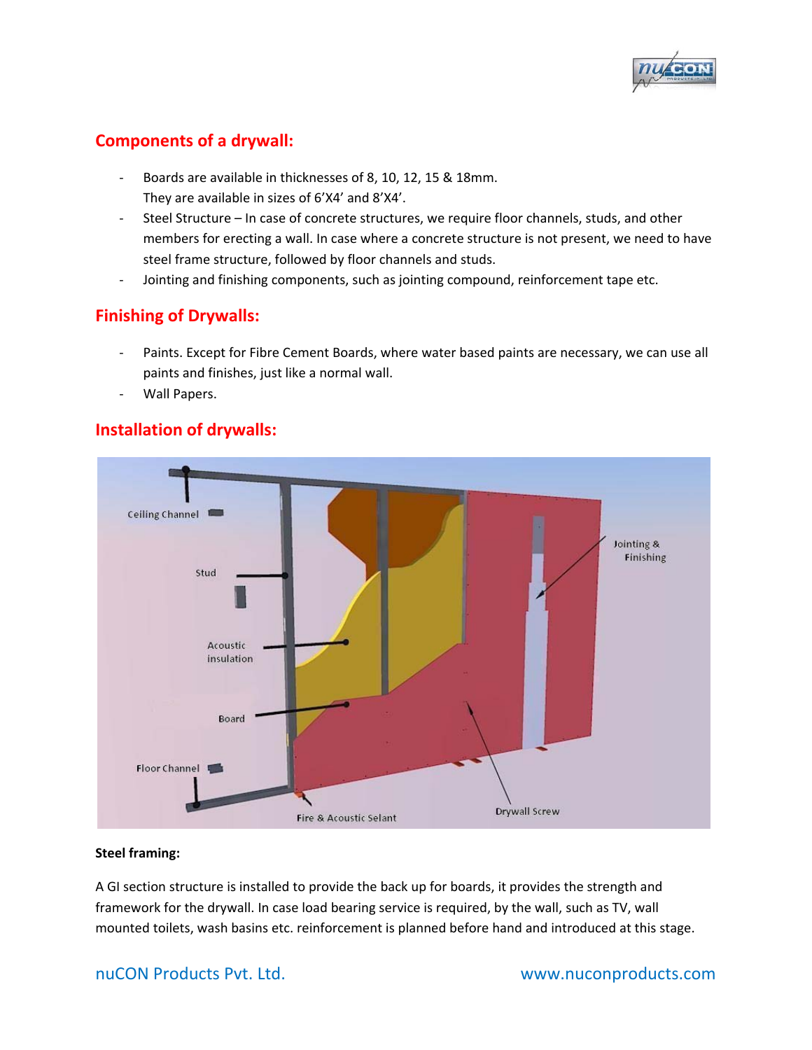## Components of a drywall:

- Boards are available in thicknesses of 8, 10, 12, 15 & 18mm.
  They are available in sizes of 6'X4' and 8'X4'.
- Steel Structure – In case of concrete structures, we require floor channels, studs, and other members for erecting a wall. In case where a concrete structure is not present, we need to have steel frame structure, followed by floor channels and studs.
- Jointing and finishing components, such as jointing compound, reinforcement tape etc.

## Finishing of Drywalls:

- Paints. Except for Fibre Cement Boards, where water based paints are necessary, we can use all paints and finishes, just like a normal wall.
- Wall Papers.

## Installation of drywalls:

**Steel framing:**

A GI section structure is installed to provide the back up for boards, it provides the strength and framework for the drywall. In case load bearing service is required, by the wall, such as TV, wall mounted toilets, wash basins etc. reinforcement is planned before hand and introduced at this stage.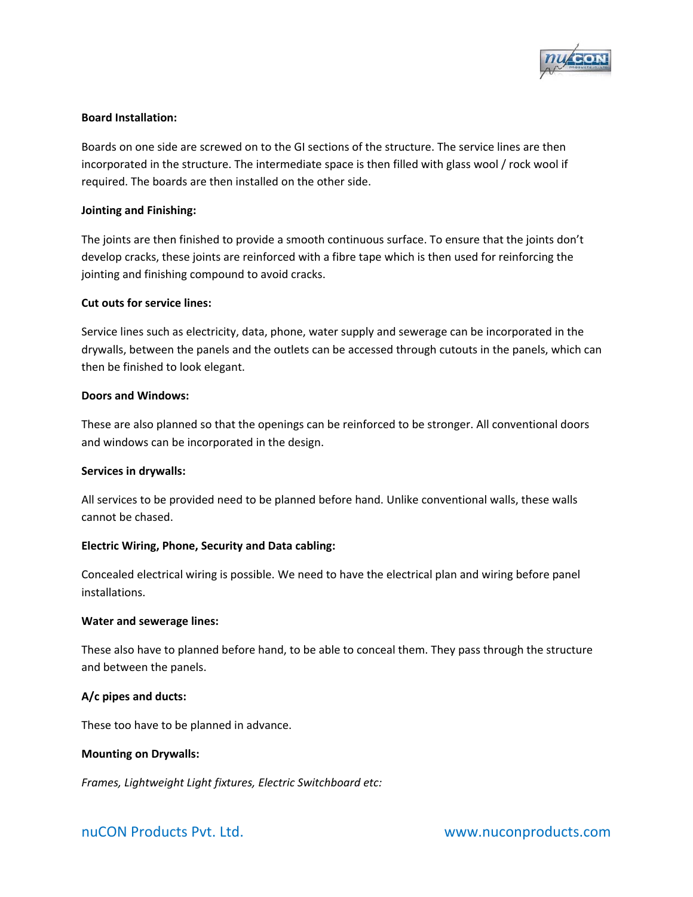**Board Installation:**

Boards on one side are screwed on to the GI sections of the structure. The service lines are then incorporated in the structure. The intermediate space is then filled with glass wool / rock wool if required. The boards are then installed on the other side.

**Jointing and Finishing:**

The joints are then finished to provide a smooth continuous surface. To ensure that the joints don't develop cracks, these joints are reinforced with a fibre tape which is then used for reinforcing the jointing and finishing compound to avoid cracks.

**Cut outs for service lines:**

Service lines such as electricity, data, phone, water supply and sewerage can be incorporated in the drywalls, between the panels and the outlets can be accessed through cutouts in the panels, which can then be finished to look elegant.

**Doors and Windows:**

These are also planned so that the openings can be reinforced to be stronger. All conventional doors and windows can be incorporated in the design.

**Services in drywalls:**

All services to be provided need to be planned before hand. Unlike conventional walls, these walls cannot be chased.

**Electric Wiring, Phone, Security and Data cabling:**

Concealed electrical wiring is possible. We need to have the electrical plan and wiring before panel installations.

**Water and sewerage lines:**

These also have to planned before hand, to be able to conceal them. They pass through the structure and between the panels.

**A/c pipes and ducts:**

These too have to be planned in advance.

**Mounting on Drywalls:**

*Frames, Lightweight Light fixtures, Electric Switchboard etc:*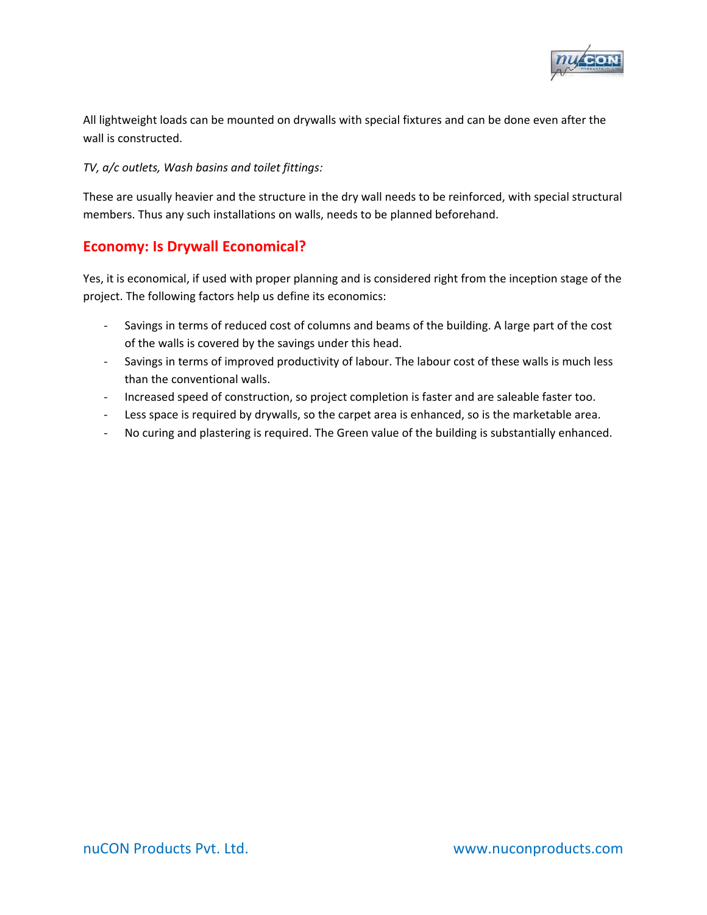All lightweight loads can be mounted on drywalls with special fixtures and can be done even after the wall is constructed.

*TV, a/c outlets, Wash basins and toilet fittings:*

These are usually heavier and the structure in the dry wall needs to be reinforced, with special structural members. Thus any such installations on walls, needs to be planned beforehand.

## Economy: Is Drywall Economical?

Yes, it is economical, if used with proper planning and is considered right from the inception stage of the project. The following factors help us define its economics:

- Savings in terms of reduced cost of columns and beams of the building. A large part of the cost of the walls is covered by the savings under this head.
- Savings in terms of improved productivity of labour. The labour cost of these walls is much less than the conventional walls.
- Increased speed of construction, so project completion is faster and are saleable faster too.
- Less space is required by drywalls, so the carpet area is enhanced, so is the marketable area.
- No curing and plastering is required. The Green value of the building is substantially enhanced.